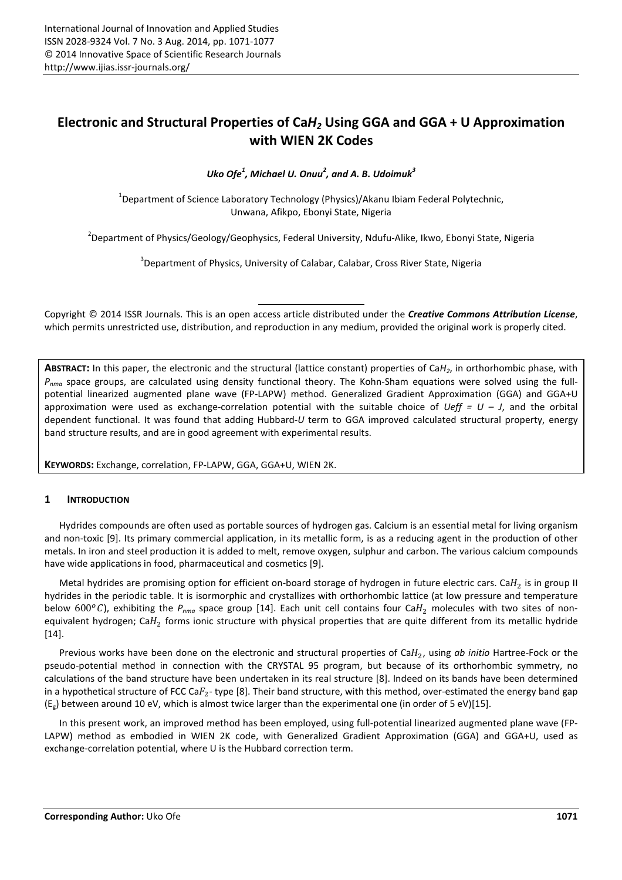# Electronic and Structural Properties of Ca$H_2$ Using GGA and GGA + U Approximation with WIEN 2K Codes

***Uko Ofe[1], Michael U. Onuu[2], and A. B. Udoimuk[3]***

[1]Department of Science Laboratory Technology (Physics)/Akanu Ibiam Federal Polytechnic, Unwana, Afikpo, Ebonyi State, Nigeria

[2]Department of Physics/Geology/Geophysics, Federal University, Ndufu-Alike, Ikwo, Ebonyi State, Nigeria

[3]Department of Physics, University of Calabar, Calabar, Cross River State, Nigeria

Copyright © 2014 ISSR Journals. This is an open access article distributed under the ***Creative Commons Attribution License***, which permits unrestricted use, distribution, and reproduction in any medium, provided the original work is properly cited.

**ABSTRACT:** In this paper, the electronic and the structural (lattice constant) properties of Ca$H_2$, in orthorhombic phase, with $P_{nma}$ space groups, are calculated using density functional theory. The Kohn-Sham equations were solved using the full-potential linearized augmented plane wave (FP-LAPW) method. Generalized Gradient Approximation (GGA) and GGA+U approximation were used as exchange-correlation potential with the suitable choice of $U_{eff} = U - J$, and the orbital dependent functional. It was found that adding Hubbard-*U* term to GGA improved calculated structural property, energy band structure results, and are in good agreement with experimental results.

**KEYWORDS:** Exchange, correlation, FP-LAPW, GGA, GGA+U, WIEN 2K.

## 1 INTRODUCTION

Hydrides compounds are often used as portable sources of hydrogen gas. Calcium is an essential metal for living organism and non-toxic [9]. Its primary commercial application, in its metallic form, is as a reducing agent in the production of other metals. In iron and steel production it is added to melt, remove oxygen, sulphur and carbon. The various calcium compounds have wide applications in food, pharmaceutical and cosmetics [9].

Metal hydrides are promising option for efficient on-board storage of hydrogen in future electric cars. Ca$H_2$ is in group II hydrides in the periodic table. It is isormorphic and crystallizes with orthorhombic lattice (at low pressure and temperature below $600^{o}C$), exhibiting the $P_{nma}$ space group [14]. Each unit cell contains four Ca$H_2$ molecules with two sites of non-equivalent hydrogen; Ca$H_2$ forms ionic structure with physical properties that are quite different from its metallic hydride [14].

Previous works have been done on the electronic and structural properties of Ca$H_2$, using *ab initio* Hartree-Fock or the pseudo-potential method in connection with the CRYSTAL 95 program, but because of its orthorhombic symmetry, no calculations of the band structure have been undertaken in its real structure [8]. Indeed on its bands have been determined in a hypothetical structure of FCC Ca$F_2$- type [8]. Their band structure, with this method, over-estimated the energy band gap ($E_g$) between around 10 eV, which is almost twice larger than the experimental one (in order of 5 eV)[15].

In this present work, an improved method has been employed, using full-potential linearized augmented plane wave (FP-LAPW) method as embodied in WIEN 2K code, with Generalized Gradient Approximation (GGA) and GGA+U, used as exchange-correlation potential, where U is the Hubbard correction term.

**Corresponding Author:** Uko Ofe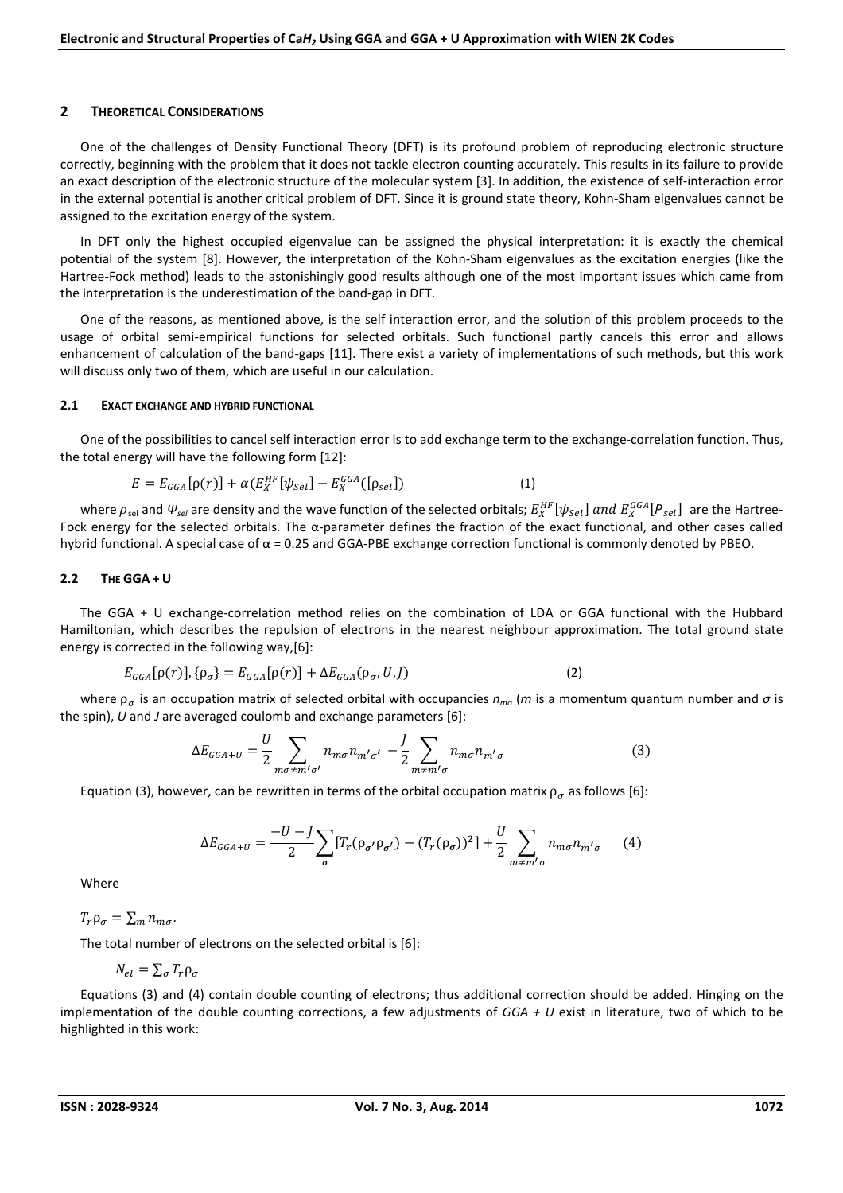## 2 THEORETICAL CONSIDERATIONS

One of the challenges of Density Functional Theory (DFT) is its profound problem of reproducing electronic structure correctly, beginning with the problem that it does not tackle electron counting accurately. This results in its failure to provide an exact description of the electronic structure of the molecular system [3]. In addition, the existence of self-interaction error in the external potential is another critical problem of DFT. Since it is ground state theory, Kohn-Sham eigenvalues cannot be assigned to the excitation energy of the system.

In DFT only the highest occupied eigenvalue can be assigned the physical interpretation: it is exactly the chemical potential of the system [8]. However, the interpretation of the Kohn-Sham eigenvalues as the excitation energies (like the Hartree-Fock method) leads to the astonishingly good results although one of the most important issues which came from the interpretation is the underestimation of the band-gap in DFT.

One of the reasons, as mentioned above, is the self interaction error, and the solution of this problem proceeds to the usage of orbital semi-empirical functions for selected orbitals. Such functional partly cancels this error and allows enhancement of calculation of the band-gaps [11]. There exist a variety of implementations of such methods, but this work will discuss only two of them, which are useful in our calculation.

### 2.1 EXACT EXCHANGE AND HYBRID FUNCTIONAL

One of the possibilities to cancel self interaction error is to add exchange term to the exchange-correlation function. Thus, the total energy will have the following form [12]:

$$E = E_{GGA}[\rho(r)] + \alpha(E_X^{HF}[\psi_{Sel}] - E_X^{GGA}([\rho_{sel}]) \qquad (1)$$

where $\rho_{sel}$ and $\Psi_{sel}$ are density and the wave function of the selected orbitals; $E_X^{HF}[\psi_{Sel}]$ and $E_X^{GGA}[P_{sel}]$ are the Hartree-Fock energy for the selected orbitals. The α-parameter defines the fraction of the exact functional, and other cases called hybrid functional. A special case of $\alpha = 0.25$ and GGA-PBE exchange correction functional is commonly denoted by PBEO.

### 2.2 THE GGA + U

The GGA + U exchange-correlation method relies on the combination of LDA or GGA functional with the Hubbard Hamiltonian, which describes the repulsion of electrons in the nearest neighbour approximation. The total ground state energy is corrected in the following way,[6]:

$$E_{GGA}[\rho(r)], \{\rho_\sigma\} = E_{GGA}[\rho(r)] + \Delta E_{GGA}(\rho_\sigma, U, J) \qquad (2)$$

where $\rho_\sigma$ is an occupation matrix of selected orbital with occupancies $n_{m\sigma}$ ($m$ is a momentum quantum number and $\sigma$ is the spin), $U$ and $J$ are averaged coulomb and exchange parameters [6]:

$$\Delta E_{GGA+U} = \frac{U}{2}\sum_{m\sigma \neq m'\sigma'} n_{m\sigma}n_{m'\sigma'} - \frac{J}{2}\sum_{m \neq m'\sigma} n_{m\sigma}n_{m'\sigma} \qquad (3)$$

Equation (3), however, can be rewritten in terms of the orbital occupation matrix $\rho_\sigma$ as follows [6]:

$$\Delta E_{GGA+U} = \frac{-U-J}{2}\sum_{\sigma}[T_r(\rho_{\sigma'}\rho_{\sigma'}) - (T_r(\rho_\sigma))^2] + \frac{U}{2}\sum_{m \neq m'\sigma} n_{m\sigma}n_{m'\sigma} \qquad (4)$$

Where

$T_r\rho_\sigma = \sum_m n_{m\sigma}$.

The total number of electrons on the selected orbital is [6]:

$N_{el} = \sum_\sigma T_r\rho_\sigma$

Equations (3) and (4) contain double counting of electrons; thus additional correction should be added. Hinging on the implementation of the double counting corrections, a few adjustments of *GGA + U* exist in literature, two of which to be highlighted in this work: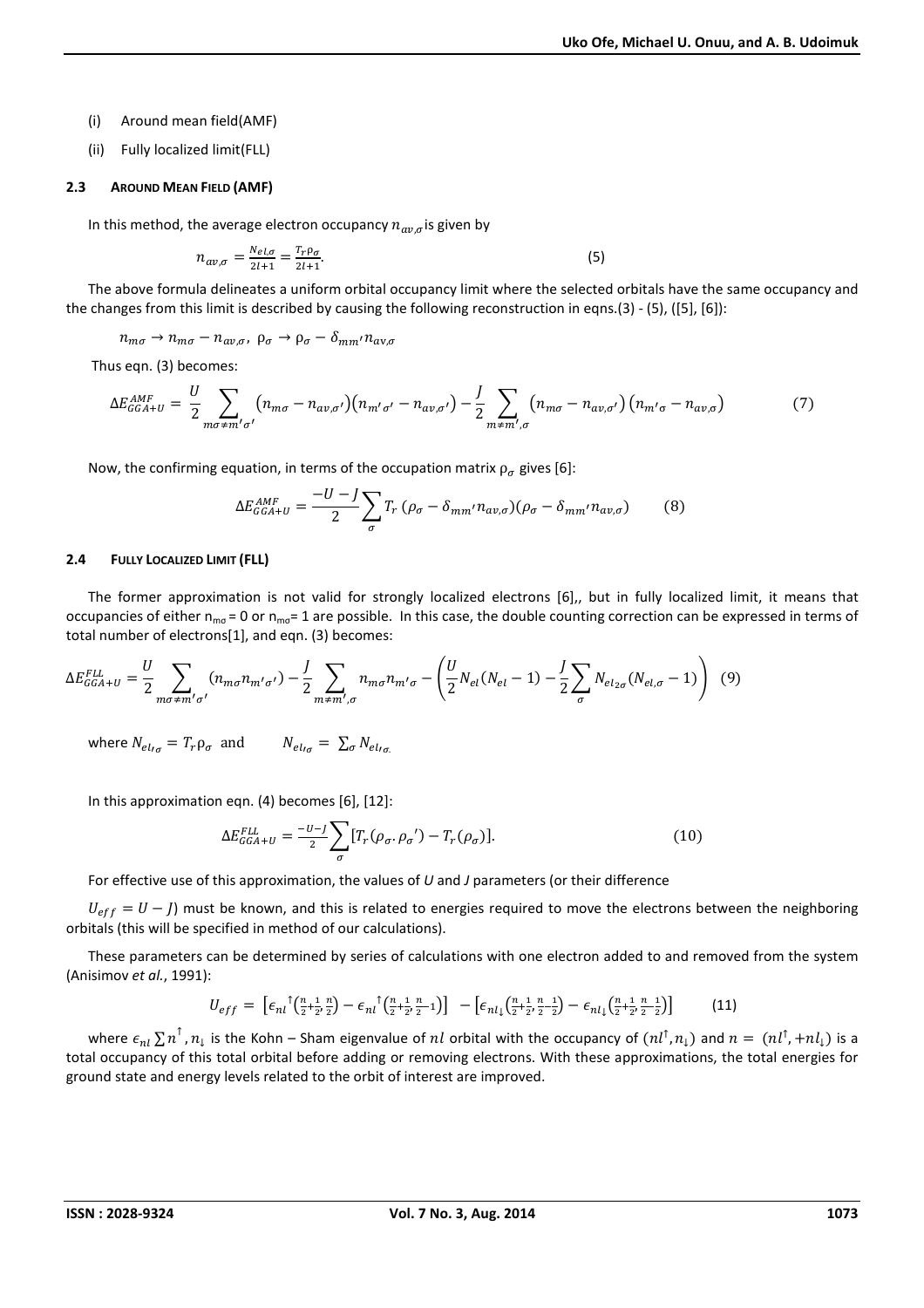(i) Around mean field(AMF)

(ii) Fully localized limit(FLL)

### 2.3 Around Mean Field (AMF)

In this method, the average electron occupancy $n_{av,\sigma}$ is given by

$$n_{av,\sigma} = \frac{N_{el,\sigma}}{2l+1} = \frac{T_r \rho_\sigma}{2l+1}. \qquad (5)$$

The above formula delineates a uniform orbital occupancy limit where the selected orbitals have the same occupancy and the changes from this limit is described by causing the following reconstruction in eqns.(3) - (5), ([5], [6]):

$$n_{m\sigma} \to n_{m\sigma} - n_{av,\sigma}, \; \rho_\sigma \to \rho_\sigma - \delta_{mm'} n_{av,\sigma}$$

Thus eqn. (3) becomes:

$$\Delta E_{GGA+U}^{AMF} = \frac{U}{2} \sum_{m\sigma \neq m'\sigma'} \left(n_{m\sigma} - n_{av,\sigma'}\right)\left(n_{m'\sigma'} - n_{av,\sigma'}\right) - \frac{J}{2} \sum_{m \neq m', \sigma} \left(n_{m\sigma} - n_{av,\sigma'}\right)\left(n_{m'\sigma} - n_{av,\sigma}\right) \qquad (7)$$

Now, the confirming equation, in terms of the occupation matrix $\rho_\sigma$ gives [6]:

$$\Delta E_{GGA+U}^{AMF} = \frac{-U-J}{2} \sum_{\sigma} T_r \left(\rho_\sigma - \delta_{mm'} n_{av,\sigma}\right)\left(\rho_\sigma - \delta_{mm'} n_{av,\sigma}\right) \qquad (8)$$

### 2.4 Fully Localized Limit (FLL)

The former approximation is not valid for strongly localized electrons [6],, but in fully localized limit, it means that occupancies of either $n_{m\sigma} = 0$ or $n_{m\sigma} = 1$ are possible. In this case, the double counting correction can be expressed in terms of total number of electrons[1], and eqn. (3) becomes:

$$\Delta E_{GGA+U}^{FLL} = \frac{U}{2} \sum_{m\sigma \neq m'\sigma'} \left(n_{m\sigma} n_{m'\sigma'}\right) - \frac{J}{2} \sum_{m \neq m', \sigma} n_{m\sigma} n_{m'\sigma} - \left(\frac{U}{2} N_{el}(N_{el} - 1) - \frac{J}{2} \sum_{\sigma} N_{el_{2\sigma}}(N_{el,\sigma} - 1)\right) \quad (9)$$

where $N_{el_{l\sigma}} = T_r \rho_\sigma$ and $\qquad N_{el_{l\sigma}} = \sum_\sigma N_{el_{l\sigma.}}$

In this approximation eqn. (4) becomes [6], [12]:

$$\Delta E_{GGA+U}^{FLL} = \frac{-U-J}{2} \sum_{\sigma} \left[T_r(\rho_\sigma . \rho_\sigma{}') - T_r(\rho_\sigma)\right]. \qquad (10)$$

For effective use of this approximation, the values of *U* and *J* parameters (or their difference

$U_{eff} = U - J$) must be known, and this is related to energies required to move the electrons between the neighboring orbitals (this will be specified in method of our calculations).

These parameters can be determined by series of calculations with one electron added to and removed from the system (Anisimov *et al.*, 1991):

$$U_{eff} = \left[\epsilon_{nl}{}^{\uparrow}\left(\tfrac{n}{2}+\tfrac{1}{2}, \tfrac{n}{2}\right) - \epsilon_{nl}{}^{\uparrow}\left(\tfrac{n}{2}+\tfrac{1}{2}, \tfrac{n}{2}-1\right)\right] - \left[\epsilon_{nl_\downarrow}\left(\tfrac{n}{2}+\tfrac{1}{2}, \tfrac{n}{2}-\tfrac{1}{2}\right) - \epsilon_{nl_\downarrow}\left(\tfrac{n}{2}+\tfrac{1}{2}, \tfrac{n}{2}-\tfrac{1}{2}\right)\right] \qquad (11)$$

where $\epsilon_{nl} \sum n^{\uparrow}, n_{\downarrow}$ is the Kohn – Sham eigenvalue of $nl$ orbital with the occupancy of $(nl^{\uparrow}, n_{\downarrow})$ and $n = (nl^{\uparrow}, +nl_{\downarrow})$ is a total occupancy of this total orbital before adding or removing electrons. With these approximations, the total energies for ground state and energy levels related to the orbit of interest are improved.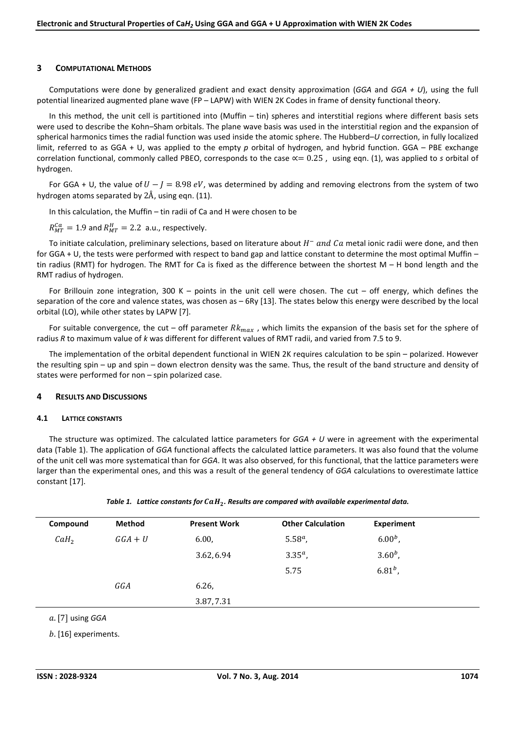## 3 COMPUTATIONAL METHODS

Computations were done by generalized gradient and exact density approximation (*GGA* and *GGA + U*), using the full potential linearized augmented plane wave (FP – LAPW) with WIEN 2K Codes in frame of density functional theory.

In this method, the unit cell is partitioned into (Muffin – tin) spheres and interstitial regions where different basis sets were used to describe the Kohn–Sham orbitals. The plane wave basis was used in the interstitial region and the expansion of spherical harmonics times the radial function was used inside the atomic sphere. The Hubberd–*U* correction, in fully localized limit, referred to as GGA + U, was applied to the empty *p* orbital of hydrogen, and hybrid function. GGA – PBE exchange correlation functional, commonly called PBEO, corresponds to the case $\propto = 0.25$ , using eqn. (1), was applied to *s* orbital of hydrogen.

For GGA + U, the value of $U - J = 8.98\ eV$, was determined by adding and removing electrons from the system of two hydrogen atoms separated by $2\text{Å}$, using eqn. (11).

In this calculation, the Muffin – tin radii of Ca and H were chosen to be

$R_{MT}^{Ca} = 1.9$ and $R_{MT}^{H} = 2.2$ a.u., respectively.

To initiate calculation, preliminary selections, based on literature about $H^-$ and $Ca$ metal ionic radii were done, and then for GGA + U, the tests were performed with respect to band gap and lattice constant to determine the most optimal Muffin – tin radius (RMT) for hydrogen. The RMT for Ca is fixed as the difference between the shortest M – H bond length and the RMT radius of hydrogen.

For Brillouin zone integration, 300 K – points in the unit cell were chosen. The cut – off energy, which defines the separation of the core and valence states, was chosen as – 6Ry [13]. The states below this energy were described by the local orbital (LO), while other states by LAPW [7].

For suitable convergence, the cut – off parameter $Rk_{max}$ , which limits the expansion of the basis set for the sphere of radius *R* to maximum value of *k* was different for different values of RMT radii, and varied from 7.5 to 9.

The implementation of the orbital dependent functional in WIEN 2K requires calculation to be spin – polarized. However the resulting spin – up and spin – down electron density was the same. Thus, the result of the band structure and density of states were performed for non – spin polarized case.

## 4 RESULTS AND DISCUSSIONS

### 4.1 LATTICE CONSTANTS

The structure was optimized. The calculated lattice parameters for *GGA + U* were in agreement with the experimental data (Table 1). The application of *GGA* functional affects the calculated lattice parameters. It was also found that the volume of the unit cell was more systematical than for *GGA*. It was also observed, for this functional, that the lattice parameters were larger than the experimental ones, and this was a result of the general tendency of *GGA* calculations to overestimate lattice constant [17].

***Table 1. Lattice constants for $CaH_2$. Results are compared with available experimental data.***

| Compound | Method | Present Work | Other Calculation | Experiment |
|---|---|---|---|---|
| $CaH_2$ | $GGA + U$ | 6.00, | $5.58^a$, | $6.00^b$, |
| | | 3.62, 6.94 | $3.35^a$, | $3.60^b$, |
| | | | 5.75 | $6.81^b$, |
| | $GGA$ | 6.26, | | |
| | | 3.87, 7.31 | | |

*a*. [7] using *GGA*

*b*. [16] experiments.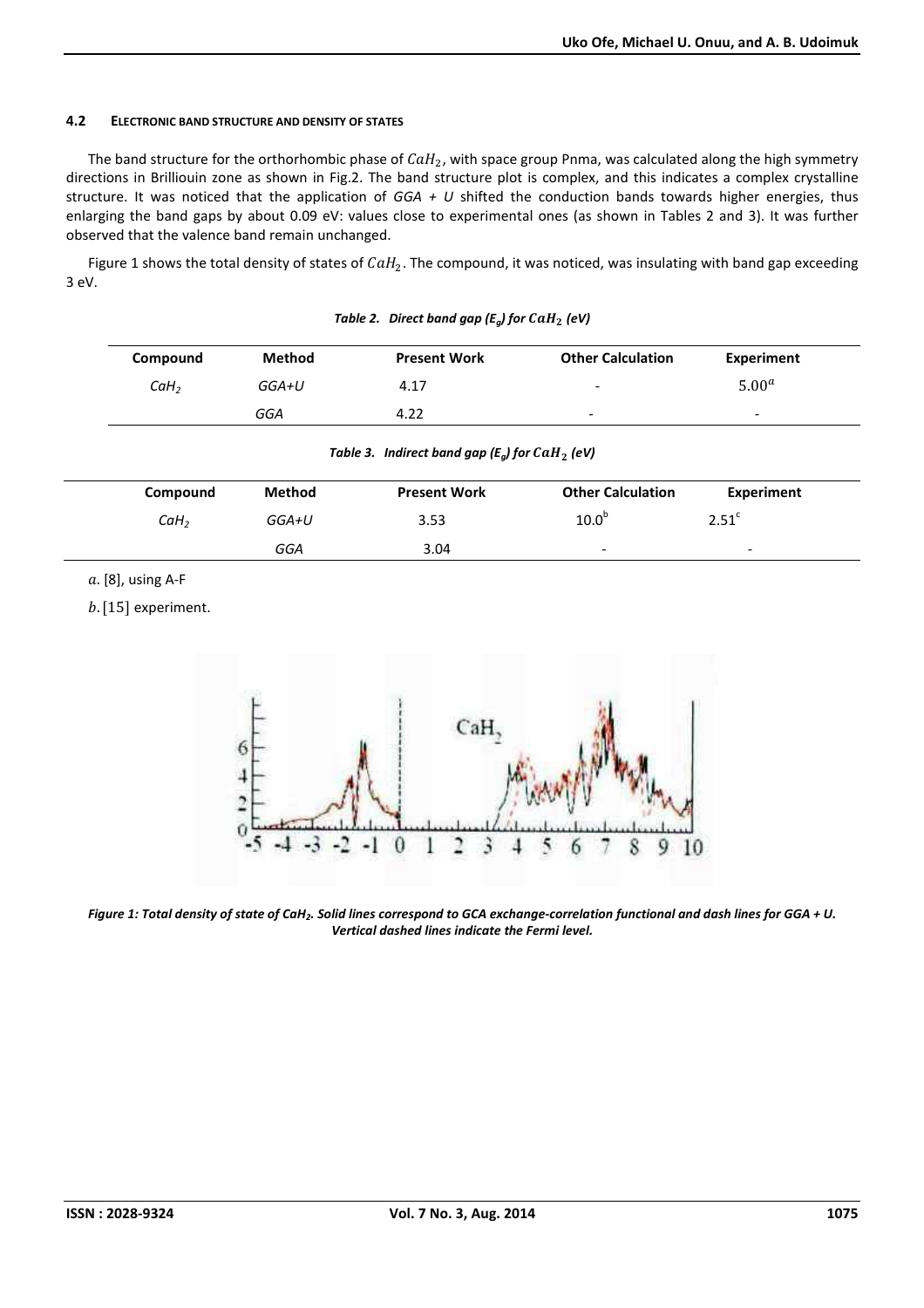### 4.2 ELECTRONIC BAND STRUCTURE AND DENSITY OF STATES

The band structure for the orthorhombic phase of $CaH_2$, with space group Pnma, was calculated along the high symmetry directions in Brilliouin zone as shown in Fig.2. The band structure plot is complex, and this indicates a complex crystalline structure. It was noticed that the application of *GGA + U* shifted the conduction bands towards higher energies, thus enlarging the band gaps by about 0.09 eV: values close to experimental ones (as shown in Tables 2 and 3). It was further observed that the valence band remain unchanged.

Figure 1 shows the total density of states of $CaH_2$. The compound, it was noticed, was insulating with band gap exceeding 3 eV.

***Table 2. Direct band gap ($E_g$) for $CaH_2$ (eV)***

| Compound | Method | Present Work | Other Calculation | Experiment |
|---|---|---|---|---|
| $CaH_2$ | GGA+U | 4.17 | - | $5.00^a$ |
| | GGA | 4.22 | - | - |

***Table 3. Indirect band gap ($E_g$) for $CaH_2$ (eV)***

| Compound | Method | Present Work | Other Calculation | Experiment |
|---|---|---|---|---|
| $CaH_2$ | GGA+U | 3.53 | $10.0^b$ | $2.51^c$ |
| | GGA | 3.04 | - | - |

*a.* [8], using A-F

*b.* [15] experiment.

***Figure 1: Total density of state of $CaH_2$. Solid lines correspond to GCA exchange-correlation functional and dash lines for GGA + U. Vertical dashed lines indicate the Fermi level.***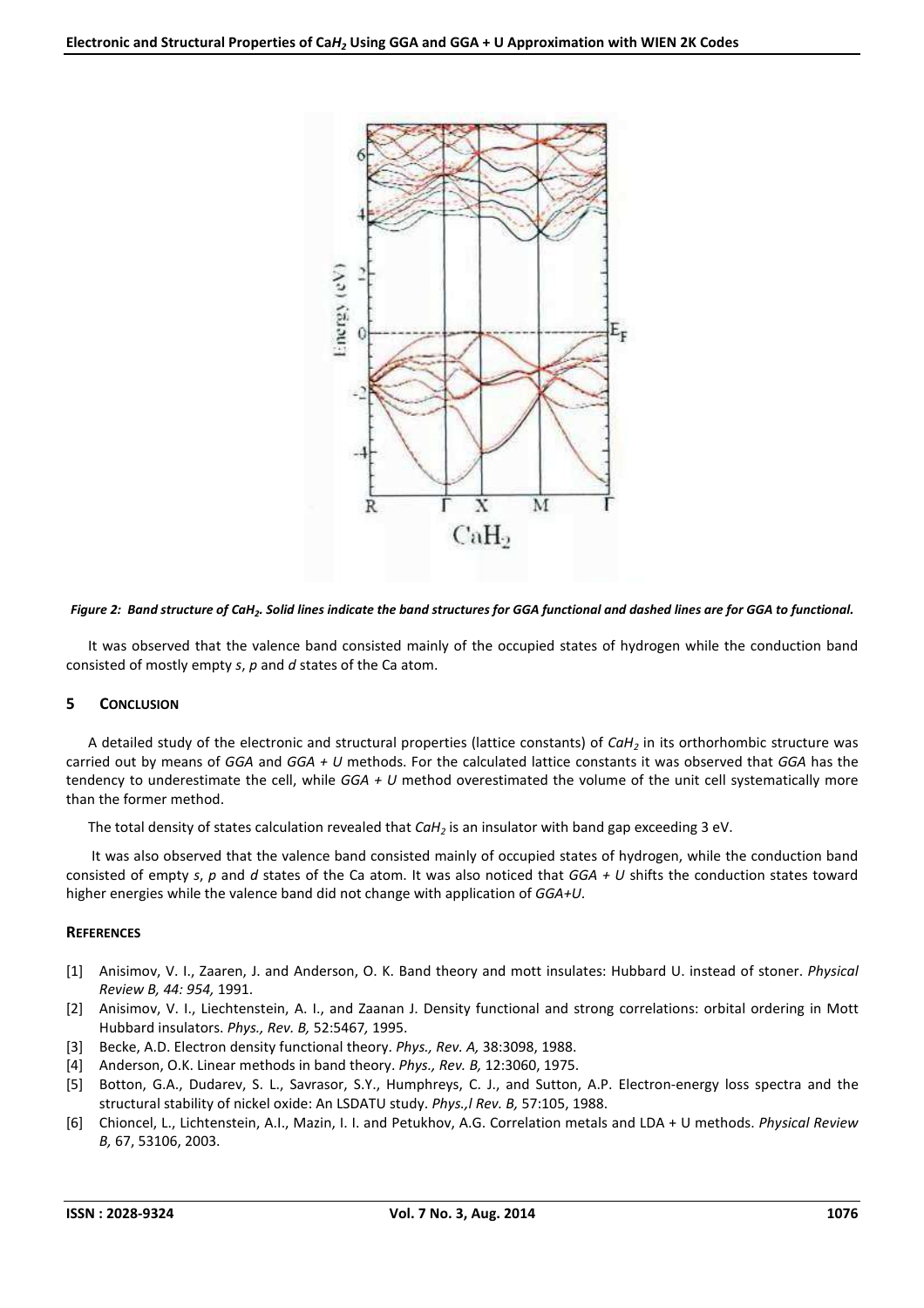*Figure 2: Band structure of $CaH_2$. Solid lines indicate the band structures for GGA functional and dashed lines are for GGA to functional.*

It was observed that the valence band consisted mainly of the occupied states of hydrogen while the conduction band consisted of mostly empty *s*, *p* and *d* states of the Ca atom.

## 5 CONCLUSION

A detailed study of the electronic and structural properties (lattice constants) of $CaH_2$ in its orthorhombic structure was carried out by means of *GGA* and *GGA + U* methods. For the calculated lattice constants it was observed that *GGA* has the tendency to underestimate the cell, while *GGA + U* method overestimated the volume of the unit cell systematically more than the former method.

The total density of states calculation revealed that $CaH_2$ is an insulator with band gap exceeding 3 eV.

It was also observed that the valence band consisted mainly of occupied states of hydrogen, while the conduction band consisted of empty *s*, *p* and *d* states of the Ca atom. It was also noticed that *GGA + U* shifts the conduction states toward higher energies while the valence band did not change with application of *GGA+U*.

## REFERENCES

[1] Anisimov, V. I., Zaaren, J. and Anderson, O. K. Band theory and mott insulates: Hubbard U. instead of stoner. *Physical Review B, 44: 954,* 1991.

[2] Anisimov, V. I., Liechtenstein, A. I., and Zaanan J. Density functional and strong correlations: orbital ordering in Mott Hubbard insulators. *Phys., Rev. B,* 52:5467*,* 1995.

[3] Becke, A.D. Electron density functional theory. *Phys., Rev. A,* 38:3098, 1988.

[4] Anderson, O.K. Linear methods in band theory. *Phys., Rev. B,* 12:3060, 1975.

[5] Botton, G.A., Dudarev, S. L., Savrasor, S.Y., Humphreys, C. J., and Sutton, A.P. Electron-energy loss spectra and the structural stability of nickel oxide: An LSDATU study. *Phys.,l Rev. B,* 57:105, 1988.

[6] Chioncel, L., Lichtenstein, A.I., Mazin, I. I. and Petukhov, A.G. Correlation metals and LDA + U methods. *Physical Review B,* 67, 53106, 2003.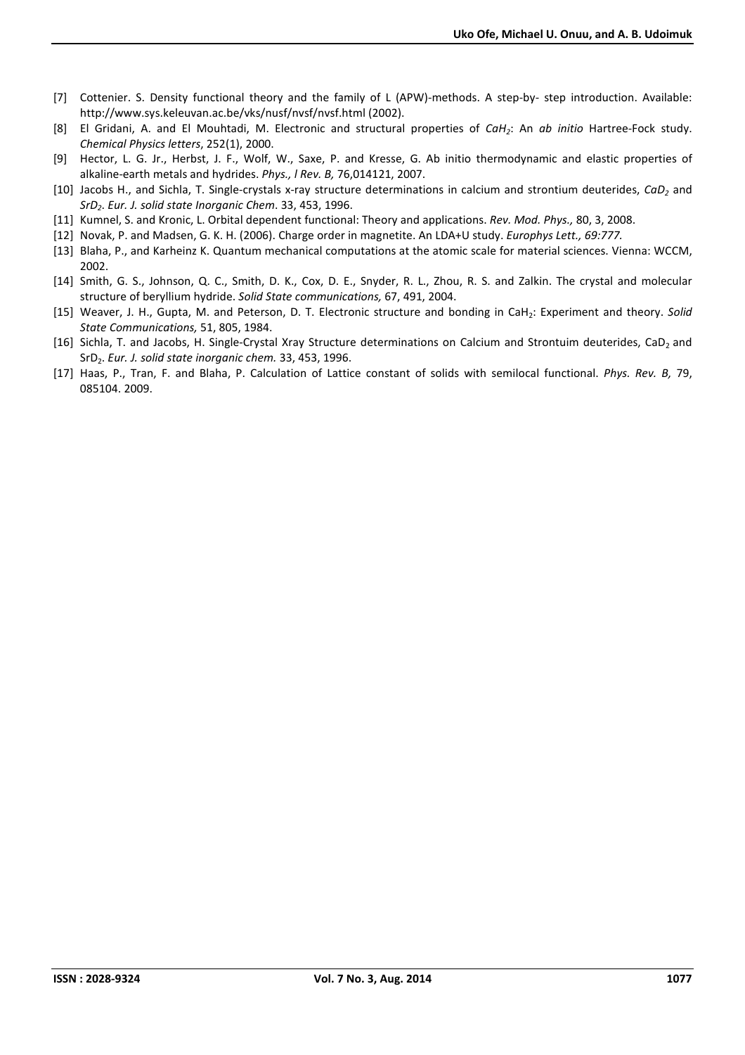[7] Cottenier. S. Density functional theory and the family of L (APW)-methods. A step-by- step introduction. Available: http://www.sys.keleuvan.ac.be/vks/nusf/nvsf/nvsf.html (2002).

[8] El Gridani, A. and El Mouhtadi, M. Electronic and structural properties of *$CaH_2$*: An *ab initio* Hartree-Fock study. *Chemical Physics letters*, 252(1), 2000.

[9] Hector, L. G. Jr., Herbst, J. F., Wolf, W., Saxe, P. and Kresse, G. Ab initio thermodynamic and elastic properties of alkaline-earth metals and hydrides. *Phys., l Rev. B,* 76,014121, 2007.

[10] Jacobs H., and Sichla, T. Single-crystals x-ray structure determinations in calcium and strontium deuterides, *$CaD_2$* and *$SrD_2$*. *Eur. J. solid state Inorganic Chem*. 33, 453, 1996.

[11] Kumnel, S. and Kronic, L. Orbital dependent functional: Theory and applications. *Rev. Mod. Phys.,* 80, 3, 2008.

[12] Novak, P. and Madsen, G. K. H. (2006). Charge order in magnetite. An LDA+U study. *Europhys Lett., 69:777.*

[13] Blaha, P., and Karheinz K. Quantum mechanical computations at the atomic scale for material sciences. Vienna: WCCM, 2002.

[14] Smith, G. S., Johnson, Q. C., Smith, D. K., Cox, D. E., Snyder, R. L., Zhou, R. S. and Zalkin. The crystal and molecular structure of beryllium hydride. *Solid State communications,* 67, 491, 2004.

[15] Weaver, J. H., Gupta, M. and Peterson, D. T. Electronic structure and bonding in $CaH_2$: Experiment and theory. *Solid State Communications,* 51, 805, 1984.

[16] Sichla, T. and Jacobs, H. Single-Crystal Xray Structure determinations on Calcium and Strontuim deuterides, $CaD_2$ and $SrD_2$. *Eur. J. solid state inorganic chem.* 33, 453, 1996.

[17] Haas, P., Tran, F. and Blaha, P. Calculation of Lattice constant of solids with semilocal functional. *Phys. Rev. B,* 79, 085104. 2009.